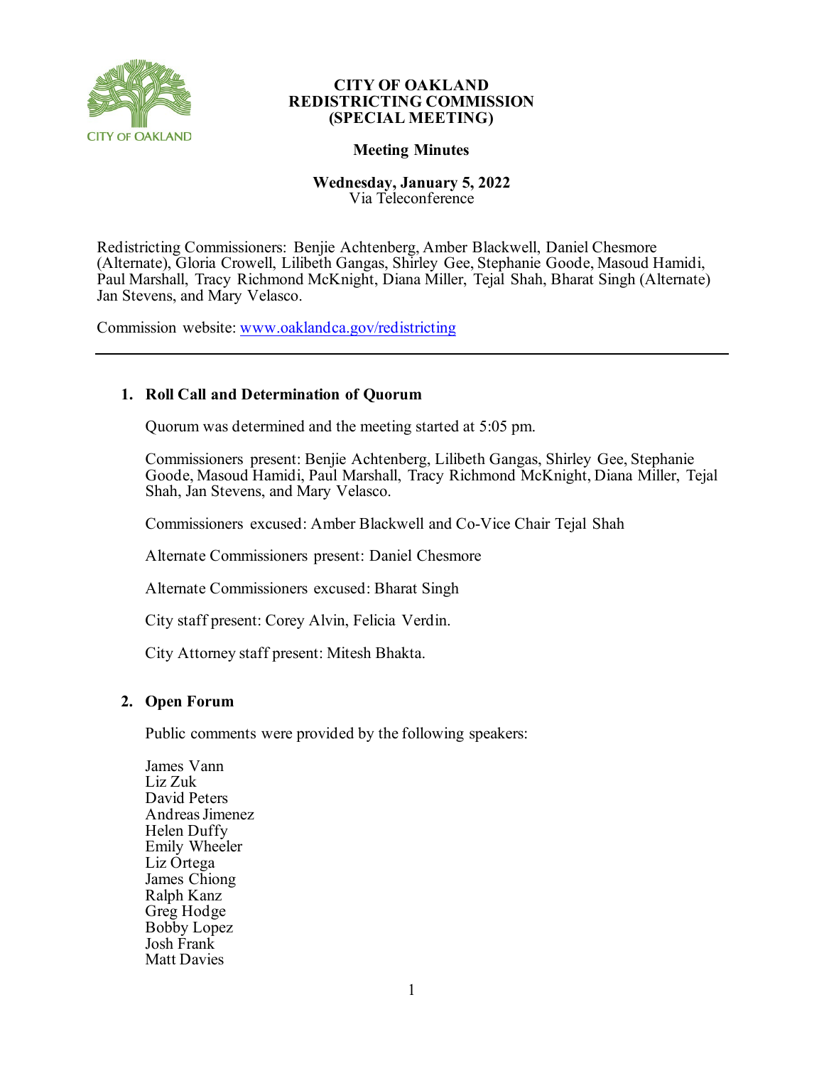**CITY OF OAKLAND**
**REDISTRICTING COMMISSION**
**(SPECIAL MEETING)**

**Meeting Minutes**

**Wednesday, January 5, 2022**
Via Teleconference

Redistricting Commissioners: Benjie Achtenberg, Amber Blackwell, Daniel Chesmore (Alternate), Gloria Crowell, Lilibeth Gangas, Shirley Gee, Stephanie Goode, Masoud Hamidi, Paul Marshall, Tracy Richmond McKnight, Diana Miller, Tejal Shah, Bharat Singh (Alternate) Jan Stevens, and Mary Velasco.

Commission website: www.oaklandca.gov/redistricting

---

## 1. Roll Call and Determination of Quorum

Quorum was determined and the meeting started at 5:05 pm.

Commissioners present: Benjie Achtenberg, Lilibeth Gangas, Shirley Gee, Stephanie Goode, Masoud Hamidi, Paul Marshall, Tracy Richmond McKnight, Diana Miller, Tejal Shah, Jan Stevens, and Mary Velasco.

Commissioners excused: Amber Blackwell and Co-Vice Chair Tejal Shah

Alternate Commissioners present: Daniel Chesmore

Alternate Commissioners excused: Bharat Singh

City staff present: Corey Alvin, Felicia Verdin.

City Attorney staff present: Mitesh Bhakta.

## 2. Open Forum

Public comments were provided by the following speakers:

James Vann
Liz Zuk
David Peters
Andreas Jimenez
Helen Duffy
Emily Wheeler
Liz Ortega
James Chiong
Ralph Kanz
Greg Hodge
Bobby Lopez
Josh Frank
Matt Davies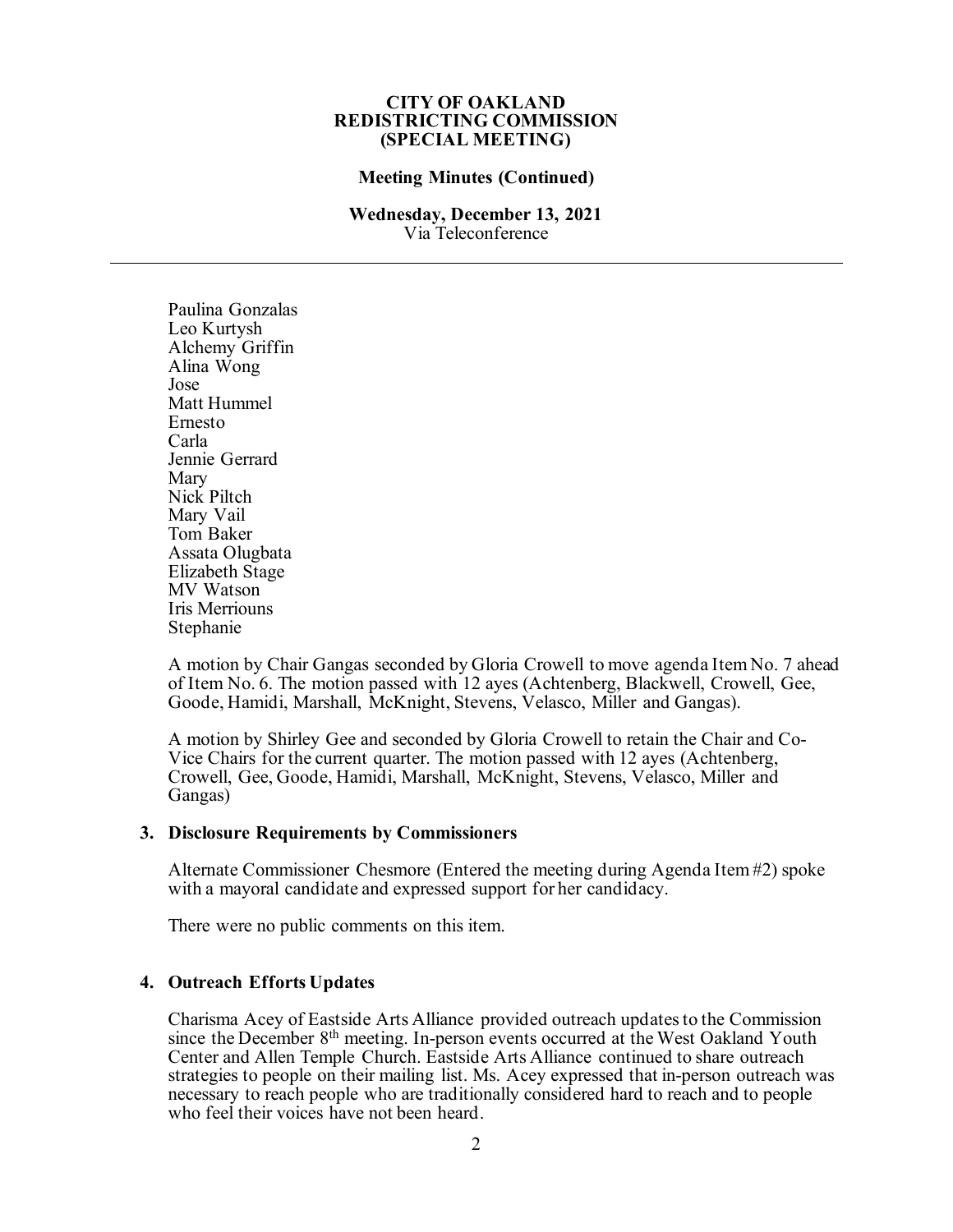**CITY OF OAKLAND**
**REDISTRICTING COMMISSION**
**(SPECIAL MEETING)**

**Meeting Minutes (Continued)**

**Wednesday, December 13, 2021**
Via Teleconference

---

Paulina Gonzalas
Leo Kurtysh
Alchemy Griffin
Alina Wong
Jose
Matt Hummel
Ernesto
Carla
Jennie Gerrard
Mary
Nick Piltch
Mary Vail
Tom Baker
Assata Olugbata
Elizabeth Stage
MV Watson
Iris Merriouns
Stephanie

A motion by Chair Gangas seconded by Gloria Crowell to move agenda Item No. 7 ahead of Item No. 6. The motion passed with 12 ayes (Achtenberg, Blackwell, Crowell, Gee, Goode, Hamidi, Marshall, McKnight, Stevens, Velasco, Miller and Gangas).

A motion by Shirley Gee and seconded by Gloria Crowell to retain the Chair and Co-Vice Chairs for the current quarter. The motion passed with 12 ayes (Achtenberg, Crowell, Gee, Goode, Hamidi, Marshall, McKnight, Stevens, Velasco, Miller and Gangas)

### 3. Disclosure Requirements by Commissioners

Alternate Commissioner Chesmore (Entered the meeting during Agenda Item #2) spoke with a mayoral candidate and expressed support for her candidacy.

There were no public comments on this item.

### 4. Outreach Efforts Updates

Charisma Acey of Eastside Arts Alliance provided outreach updates to the Commission since the December 8th meeting. In-person events occurred at the West Oakland Youth Center and Allen Temple Church. Eastside Arts Alliance continued to share outreach strategies to people on their mailing list. Ms. Acey expressed that in-person outreach was necessary to reach people who are traditionally considered hard to reach and to people who feel their voices have not been heard.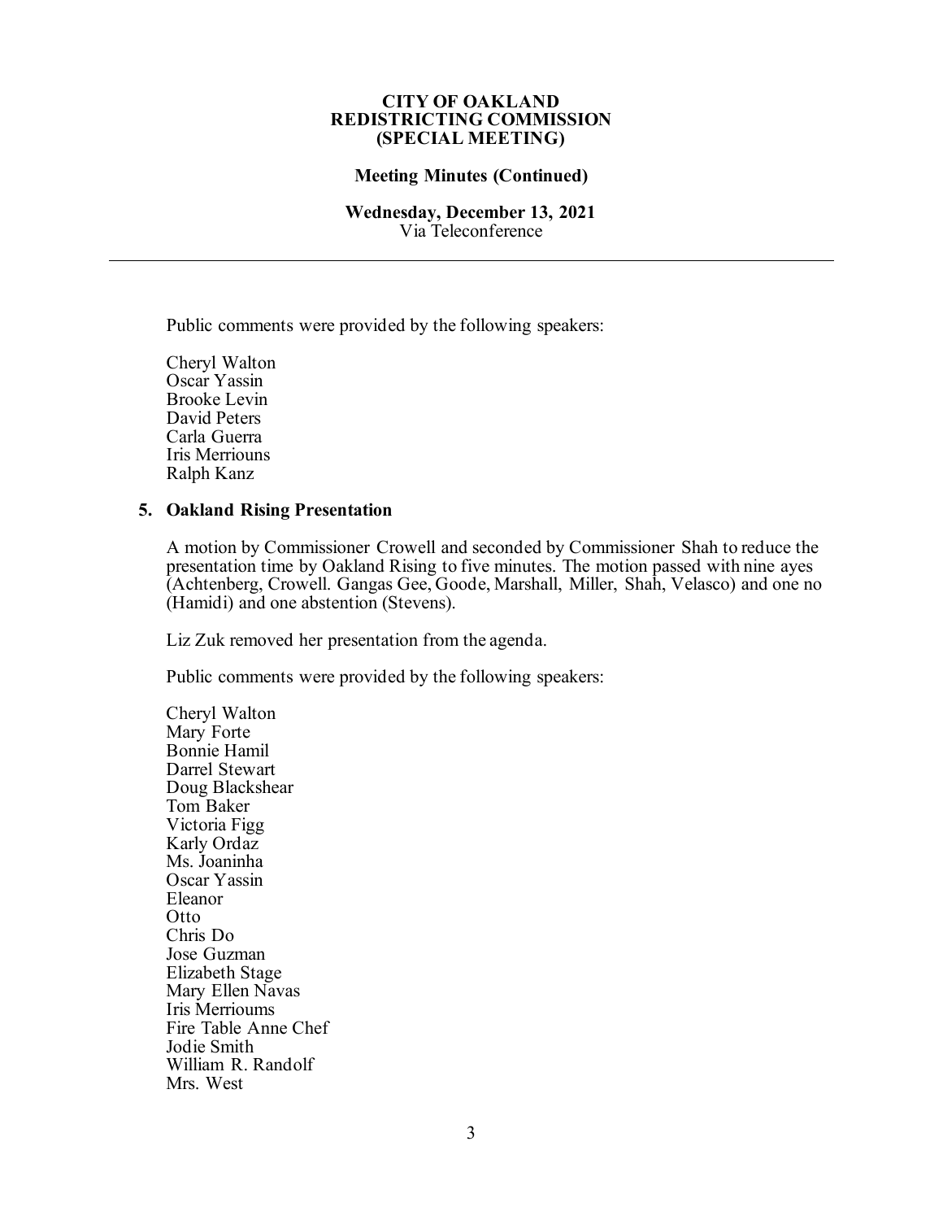**CITY OF OAKLAND**
**REDISTRICTING COMMISSION**
**(SPECIAL MEETING)**

**Meeting Minutes (Continued)**

**Wednesday, December 13, 2021**
Via Teleconference

---

Public comments were provided by the following speakers:

Cheryl Walton
Oscar Yassin
Brooke Levin
David Peters
Carla Guerra
Iris Merriouns
Ralph Kanz

**5. Oakland Rising Presentation**

A motion by Commissioner Crowell and seconded by Commissioner Shah to reduce the presentation time by Oakland Rising to five minutes. The motion passed with nine ayes (Achtenberg, Crowell. Gangas Gee, Goode, Marshall, Miller, Shah, Velasco) and one no (Hamidi) and one abstention (Stevens).

Liz Zuk removed her presentation from the agenda.

Public comments were provided by the following speakers:

Cheryl Walton
Mary Forte
Bonnie Hamil
Darrel Stewart
Doug Blackshear
Tom Baker
Victoria Figg
Karly Ordaz
Ms. Joaninha
Oscar Yassin
Eleanor
Otto
Chris Do
Jose Guzman
Elizabeth Stage
Mary Ellen Navas
Iris Merrioums
Fire Table Anne Chef
Jodie Smith
William R. Randolf
Mrs. West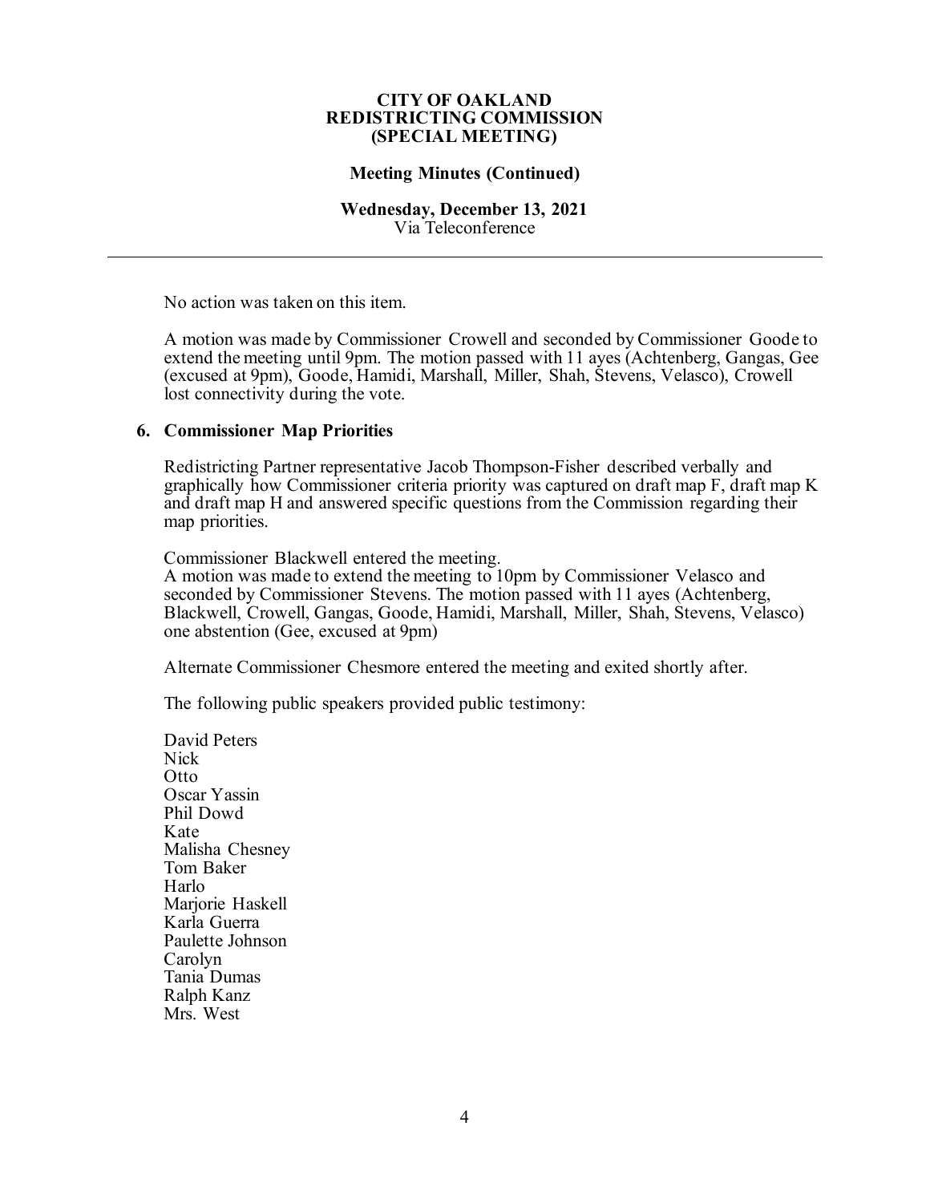**CITY OF OAKLAND**
**REDISTRICTING COMMISSION**
**(SPECIAL MEETING)**

**Meeting Minutes (Continued)**

**Wednesday, December 13, 2021**
Via Teleconference

---

No action was taken on this item.

A motion was made by Commissioner Crowell and seconded by Commissioner Goode to extend the meeting until 9pm. The motion passed with 11 ayes (Achtenberg, Gangas, Gee (excused at 9pm), Goode, Hamidi, Marshall, Miller, Shah, Stevens, Velasco), Crowell lost connectivity during the vote.

### 6. Commissioner Map Priorities

Redistricting Partner representative Jacob Thompson-Fisher described verbally and graphically how Commissioner criteria priority was captured on draft map F, draft map K and draft map H and answered specific questions from the Commission regarding their map priorities.

Commissioner Blackwell entered the meeting.
A motion was made to extend the meeting to 10pm by Commissioner Velasco and seconded by Commissioner Stevens. The motion passed with 11 ayes (Achtenberg, Blackwell, Crowell, Gangas, Goode, Hamidi, Marshall, Miller, Shah, Stevens, Velasco) one abstention (Gee, excused at 9pm)

Alternate Commissioner Chesmore entered the meeting and exited shortly after.

The following public speakers provided public testimony:

David Peters
Nick
Otto
Oscar Yassin
Phil Dowd
Kate
Malisha Chesney
Tom Baker
Harlo
Marjorie Haskell
Karla Guerra
Paulette Johnson
Carolyn
Tania Dumas
Ralph Kanz
Mrs. West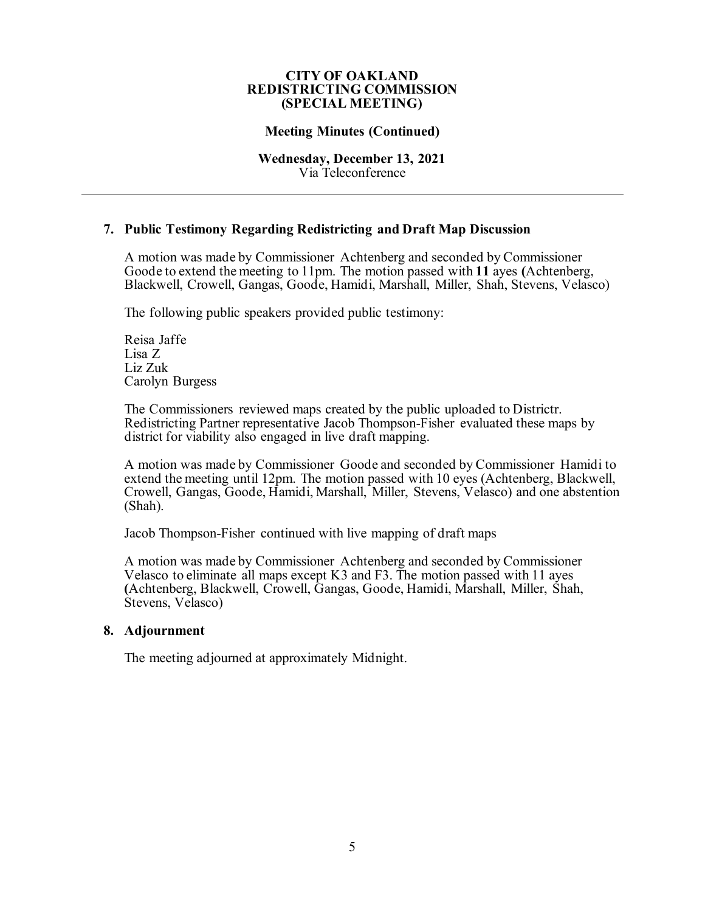**CITY OF OAKLAND**
**REDISTRICTING COMMISSION**
**(SPECIAL MEETING)**

**Meeting Minutes (Continued)**

**Wednesday, December 13, 2021**
Via Teleconference

---

**7. Public Testimony Regarding Redistricting and Draft Map Discussion**

A motion was made by Commissioner Achtenberg and seconded by Commissioner Goode to extend the meeting to 11pm. The motion passed with **11** ayes **(**Achtenberg, Blackwell, Crowell, Gangas, Goode, Hamidi, Marshall, Miller, Shah, Stevens, Velasco)

The following public speakers provided public testimony:

Reisa Jaffe
Lisa Z
Liz Zuk
Carolyn Burgess

The Commissioners reviewed maps created by the public uploaded to Districtr. Redistricting Partner representative Jacob Thompson-Fisher evaluated these maps by district for viability also engaged in live draft mapping.

A motion was made by Commissioner Goode and seconded by Commissioner Hamidi to extend the meeting until 12pm. The motion passed with 10 eyes (Achtenberg, Blackwell, Crowell, Gangas, Goode, Hamidi, Marshall, Miller, Stevens, Velasco) and one abstention (Shah).

Jacob Thompson-Fisher continued with live mapping of draft maps

A motion was made by Commissioner Achtenberg and seconded by Commissioner Velasco to eliminate all maps except K3 and F3. The motion passed with 11 ayes **(**Achtenberg, Blackwell, Crowell, Gangas, Goode, Hamidi, Marshall, Miller, Shah, Stevens, Velasco)

**8. Adjournment**

The meeting adjourned at approximately Midnight.